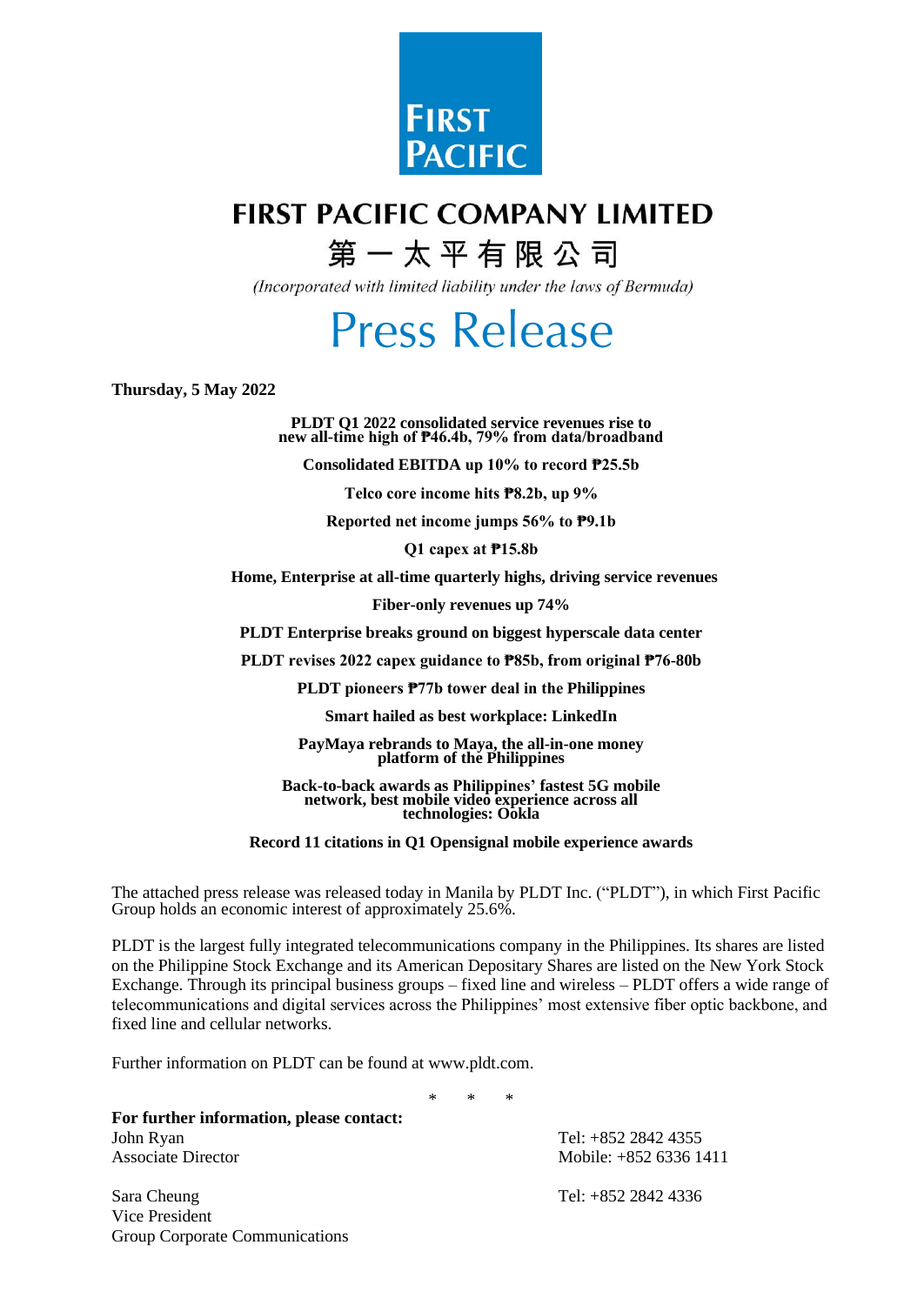# FIRST PACIFIC COMPANY LIMITED

# 第一太平有限公司

*(Incorporated with limited liability under the laws of Bermuda)*

# Press Release

**Thursday, 5 May 2022**

**PLDT Q1 2022 consolidated service revenues rise to new all-time high of ₱46.4b, 79% from data/broadband**

**Consolidated EBITDA up 10% to record ₱25.5b**

**Telco core income hits ₱8.2b, up 9%**

**Reported net income jumps 56% to ₱9.1b**

**Q1 capex at ₱15.8b**

**Home, Enterprise at all-time quarterly highs, driving service revenues**

**Fiber-only revenues up 74%**

**PLDT Enterprise breaks ground on biggest hyperscale data center**

**PLDT revises 2022 capex guidance to ₱85b, from original ₱76-80b**

**PLDT pioneers ₱77b tower deal in the Philippines**

**Smart hailed as best workplace: LinkedIn**

**PayMaya rebrands to Maya, the all-in-one money platform of the Philippines**

**Back-to-back awards as Philippines' fastest 5G mobile network, best mobile video experience across all technologies: Ookla**

**Record 11 citations in Q1 Opensignal mobile experience awards**

The attached press release was released today in Manila by PLDT Inc. ("PLDT"), in which First Pacific Group holds an economic interest of approximately 25.6%.

PLDT is the largest fully integrated telecommunications company in the Philippines. Its shares are listed on the Philippine Stock Exchange and its American Depositary Shares are listed on the New York Stock Exchange. Through its principal business groups – fixed line and wireless – PLDT offers a wide range of telecommunications and digital services across the Philippines' most extensive fiber optic backbone, and fixed line and cellular networks.

Further information on PLDT can be found at www.pldt.com.

\* \* \*

**For further information, please contact:**

John Ryan
Associate Director
Tel: +852 2842 4355
Mobile: +852 6336 1411

Sara Cheung
Vice President
Group Corporate Communications
Tel: +852 2842 4336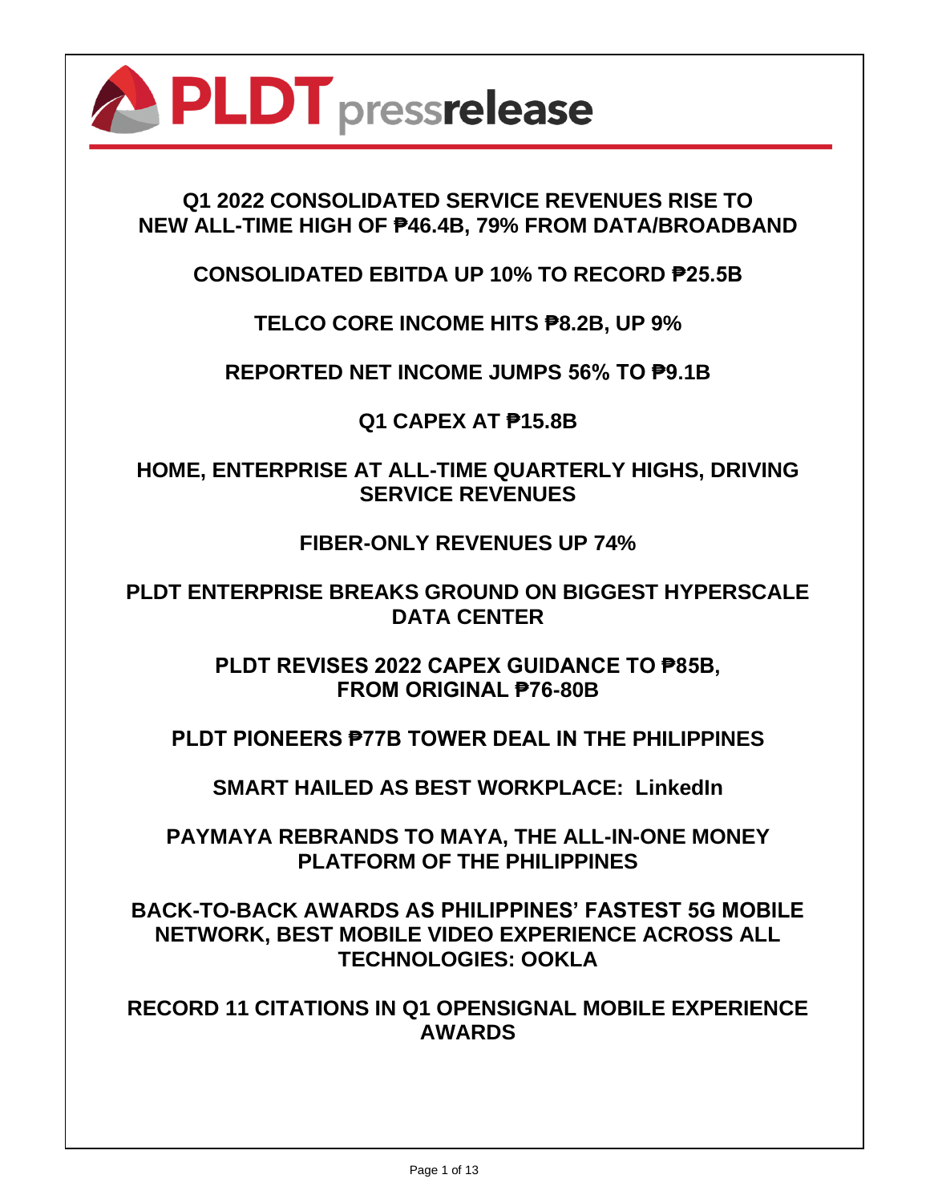# PLDT pressrelease

**Q1 2022 CONSOLIDATED SERVICE REVENUES RISE TO NEW ALL-TIME HIGH OF ₱46.4B, 79% FROM DATA/BROADBAND**

**CONSOLIDATED EBITDA UP 10% TO RECORD ₱25.5B**

**TELCO CORE INCOME HITS ₱8.2B, UP 9%**

**REPORTED NET INCOME JUMPS 56% TO ₱9.1B**

**Q1 CAPEX AT ₱15.8B**

**HOME, ENTERPRISE AT ALL-TIME QUARTERLY HIGHS, DRIVING SERVICE REVENUES**

**FIBER-ONLY REVENUES UP 74%**

**PLDT ENTERPRISE BREAKS GROUND ON BIGGEST HYPERSCALE DATA CENTER**

**PLDT REVISES 2022 CAPEX GUIDANCE TO ₱85B, FROM ORIGINAL ₱76-80B**

**PLDT PIONEERS ₱77B TOWER DEAL IN THE PHILIPPINES**

**SMART HAILED AS BEST WORKPLACE: LinkedIn**

**PAYMAYA REBRANDS TO MAYA, THE ALL-IN-ONE MONEY PLATFORM OF THE PHILIPPINES**

**BACK-TO-BACK AWARDS AS PHILIPPINES' FASTEST 5G MOBILE NETWORK, BEST MOBILE VIDEO EXPERIENCE ACROSS ALL TECHNOLOGIES: OOKLA**

**RECORD 11 CITATIONS IN Q1 OPENSIGNAL MOBILE EXPERIENCE AWARDS**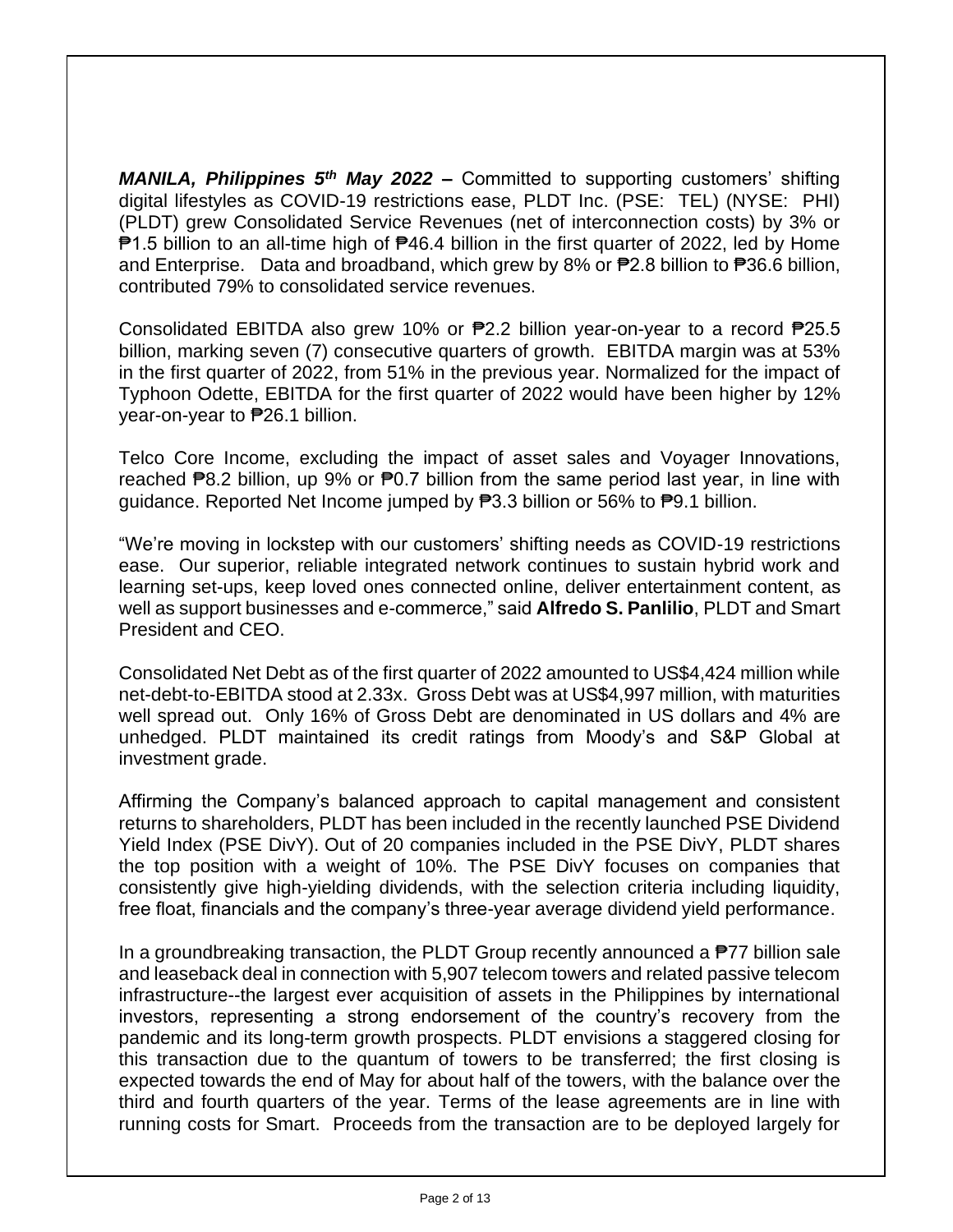***MANILA, Philippines 5th May 2022 –*** Committed to supporting customers' shifting digital lifestyles as COVID-19 restrictions ease, PLDT Inc. (PSE: TEL) (NYSE: PHI) (PLDT) grew Consolidated Service Revenues (net of interconnection costs) by 3% or ₱1.5 billion to an all-time high of ₱46.4 billion in the first quarter of 2022, led by Home and Enterprise. Data and broadband, which grew by 8% or ₱2.8 billion to ₱36.6 billion, contributed 79% to consolidated service revenues.

Consolidated EBITDA also grew 10% or ₱2.2 billion year-on-year to a record ₱25.5 billion, marking seven (7) consecutive quarters of growth. EBITDA margin was at 53% in the first quarter of 2022, from 51% in the previous year. Normalized for the impact of Typhoon Odette, EBITDA for the first quarter of 2022 would have been higher by 12% year-on-year to ₱26.1 billion.

Telco Core Income, excluding the impact of asset sales and Voyager Innovations, reached ₱8.2 billion, up 9% or ₱0.7 billion from the same period last year, in line with guidance. Reported Net Income jumped by ₱3.3 billion or 56% to ₱9.1 billion.

"We're moving in lockstep with our customers' shifting needs as COVID-19 restrictions ease. Our superior, reliable integrated network continues to sustain hybrid work and learning set-ups, keep loved ones connected online, deliver entertainment content, as well as support businesses and e-commerce," said **Alfredo S. Panlilio**, PLDT and Smart President and CEO.

Consolidated Net Debt as of the first quarter of 2022 amounted to US$4,424 million while net-debt-to-EBITDA stood at 2.33x. Gross Debt was at US$4,997 million, with maturities well spread out. Only 16% of Gross Debt are denominated in US dollars and 4% are unhedged. PLDT maintained its credit ratings from Moody's and S&P Global at investment grade.

Affirming the Company's balanced approach to capital management and consistent returns to shareholders, PLDT has been included in the recently launched PSE Dividend Yield Index (PSE DivY). Out of 20 companies included in the PSE DivY, PLDT shares the top position with a weight of 10%. The PSE DivY focuses on companies that consistently give high-yielding dividends, with the selection criteria including liquidity, free float, financials and the company's three-year average dividend yield performance.

In a groundbreaking transaction, the PLDT Group recently announced a ₱77 billion sale and leaseback deal in connection with 5,907 telecom towers and related passive telecom infrastructure--the largest ever acquisition of assets in the Philippines by international investors, representing a strong endorsement of the country's recovery from the pandemic and its long-term growth prospects. PLDT envisions a staggered closing for this transaction due to the quantum of towers to be transferred; the first closing is expected towards the end of May for about half of the towers, with the balance over the third and fourth quarters of the year. Terms of the lease agreements are in line with running costs for Smart. Proceeds from the transaction are to be deployed largely for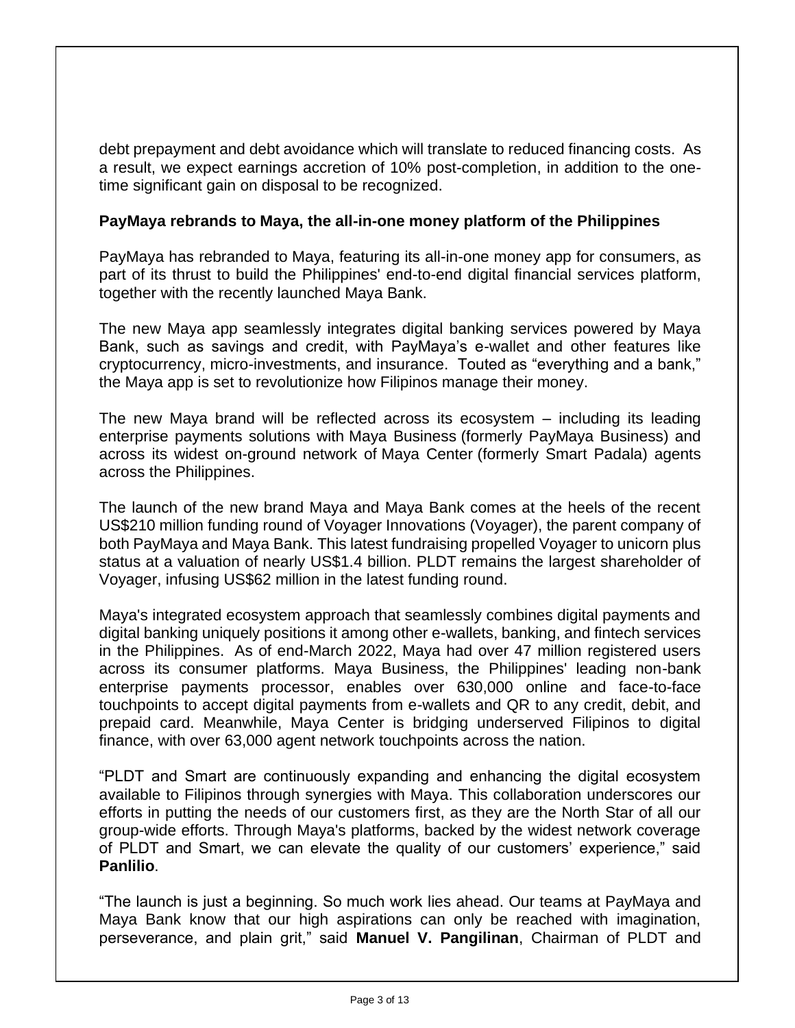debt prepayment and debt avoidance which will translate to reduced financing costs. As a result, we expect earnings accretion of 10% post-completion, in addition to the one-time significant gain on disposal to be recognized.

**PayMaya rebrands to Maya, the all-in-one money platform of the Philippines**

PayMaya has rebranded to Maya, featuring its all-in-one money app for consumers, as part of its thrust to build the Philippines' end-to-end digital financial services platform, together with the recently launched Maya Bank.

The new Maya app seamlessly integrates digital banking services powered by Maya Bank, such as savings and credit, with PayMaya's e-wallet and other features like cryptocurrency, micro-investments, and insurance. Touted as "everything and a bank," the Maya app is set to revolutionize how Filipinos manage their money.

The new Maya brand will be reflected across its ecosystem – including its leading enterprise payments solutions with Maya Business (formerly PayMaya Business) and across its widest on-ground network of Maya Center (formerly Smart Padala) agents across the Philippines.

The launch of the new brand Maya and Maya Bank comes at the heels of the recent US$210 million funding round of Voyager Innovations (Voyager), the parent company of both PayMaya and Maya Bank. This latest fundraising propelled Voyager to unicorn plus status at a valuation of nearly US$1.4 billion. PLDT remains the largest shareholder of Voyager, infusing US$62 million in the latest funding round.

Maya's integrated ecosystem approach that seamlessly combines digital payments and digital banking uniquely positions it among other e-wallets, banking, and fintech services in the Philippines. As of end-March 2022, Maya had over 47 million registered users across its consumer platforms. Maya Business, the Philippines' leading non-bank enterprise payments processor, enables over 630,000 online and face-to-face touchpoints to accept digital payments from e-wallets and QR to any credit, debit, and prepaid card. Meanwhile, Maya Center is bridging underserved Filipinos to digital finance, with over 63,000 agent network touchpoints across the nation.

"PLDT and Smart are continuously expanding and enhancing the digital ecosystem available to Filipinos through synergies with Maya. This collaboration underscores our efforts in putting the needs of our customers first, as they are the North Star of all our group-wide efforts. Through Maya's platforms, backed by the widest network coverage of PLDT and Smart, we can elevate the quality of our customers' experience," said **Panlilio**.

"The launch is just a beginning. So much work lies ahead. Our teams at PayMaya and Maya Bank know that our high aspirations can only be reached with imagination, perseverance, and plain grit," said **Manuel V. Pangilinan**, Chairman of PLDT and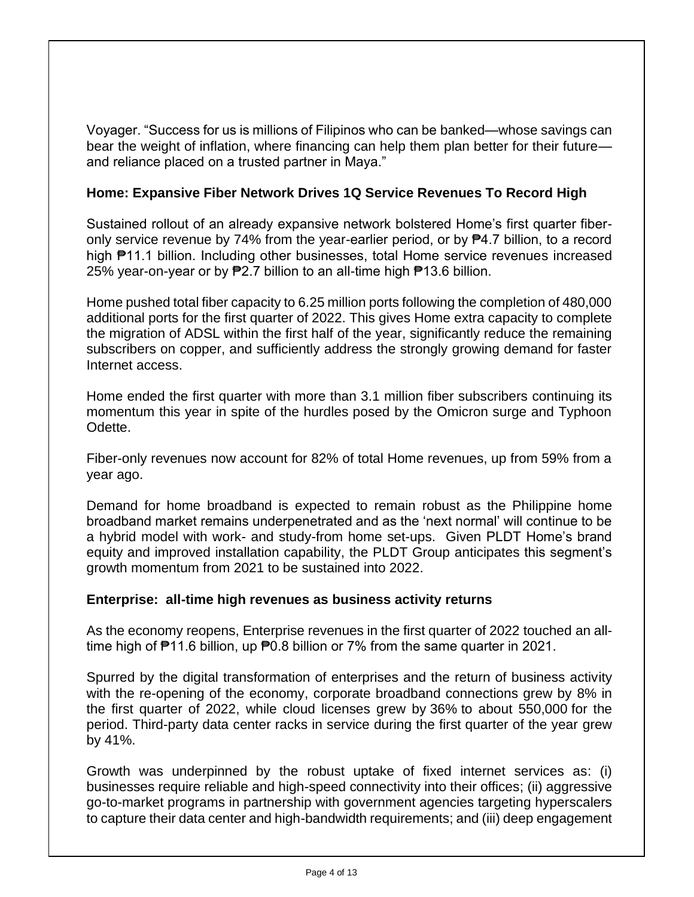Voyager. "Success for us is millions of Filipinos who can be banked—whose savings can bear the weight of inflation, where financing can help them plan better for their future—and reliance placed on a trusted partner in Maya."

**Home: Expansive Fiber Network Drives 1Q Service Revenues To Record High**

Sustained rollout of an already expansive network bolstered Home's first quarter fiber-only service revenue by 74% from the year-earlier period, or by ₱4.7 billion, to a record high ₱11.1 billion. Including other businesses, total Home service revenues increased 25% year-on-year or by ₱2.7 billion to an all-time high ₱13.6 billion.

Home pushed total fiber capacity to 6.25 million ports following the completion of 480,000 additional ports for the first quarter of 2022. This gives Home extra capacity to complete the migration of ADSL within the first half of the year, significantly reduce the remaining subscribers on copper, and sufficiently address the strongly growing demand for faster Internet access.

Home ended the first quarter with more than 3.1 million fiber subscribers continuing its momentum this year in spite of the hurdles posed by the Omicron surge and Typhoon Odette.

Fiber-only revenues now account for 82% of total Home revenues, up from 59% from a year ago.

Demand for home broadband is expected to remain robust as the Philippine home broadband market remains underpenetrated and as the 'next normal' will continue to be a hybrid model with work- and study-from home set-ups. Given PLDT Home's brand equity and improved installation capability, the PLDT Group anticipates this segment's growth momentum from 2021 to be sustained into 2022.

**Enterprise: all-time high revenues as business activity returns**

As the economy reopens, Enterprise revenues in the first quarter of 2022 touched an all-time high of ₱11.6 billion, up ₱0.8 billion or 7% from the same quarter in 2021.

Spurred by the digital transformation of enterprises and the return of business activity with the re-opening of the economy, corporate broadband connections grew by 8% in the first quarter of 2022, while cloud licenses grew by 36% to about 550,000 for the period. Third-party data center racks in service during the first quarter of the year grew by 41%.

Growth was underpinned by the robust uptake of fixed internet services as: (i) businesses require reliable and high-speed connectivity into their offices; (ii) aggressive go-to-market programs in partnership with government agencies targeting hyperscalers to capture their data center and high-bandwidth requirements; and (iii) deep engagement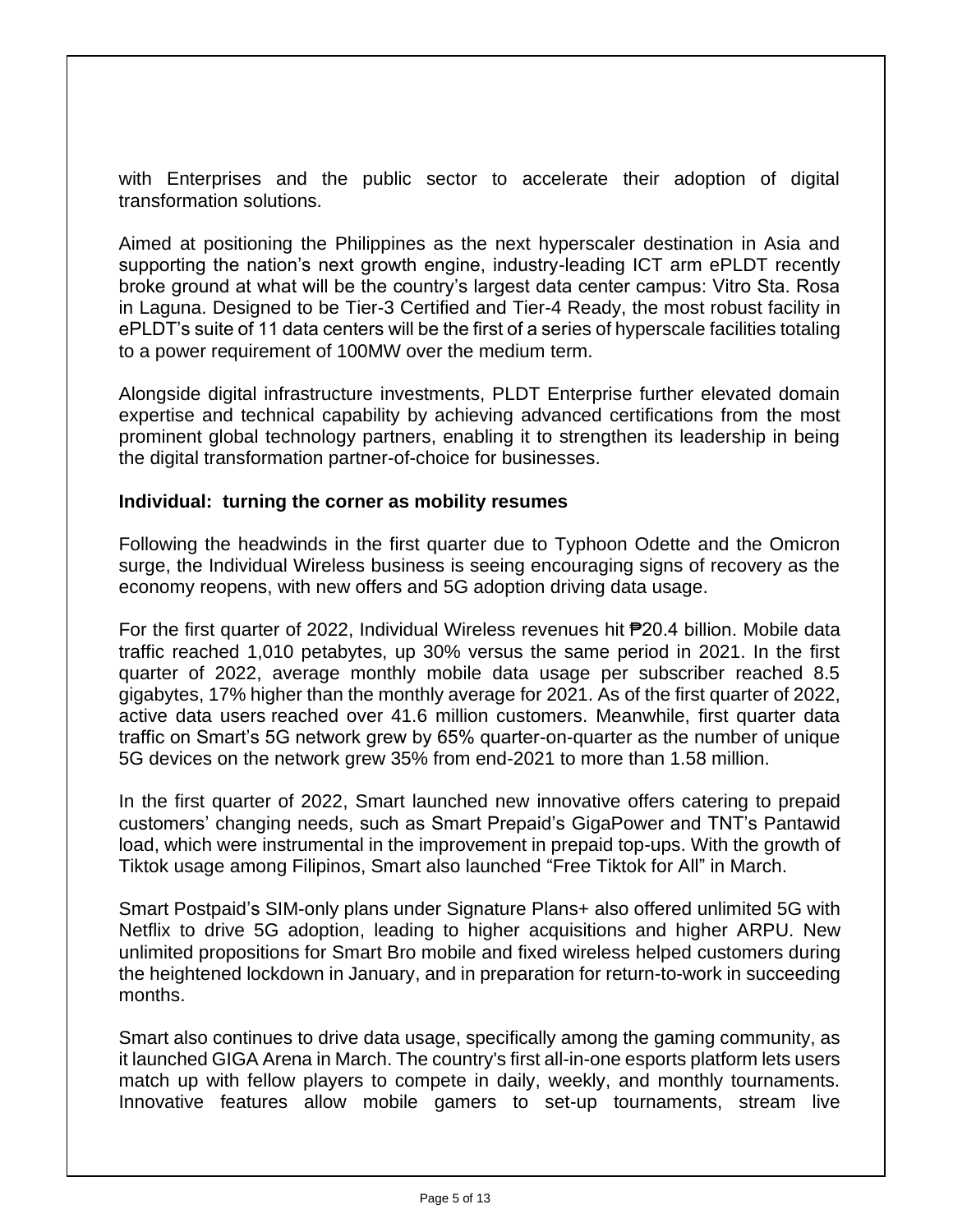with Enterprises and the public sector to accelerate their adoption of digital transformation solutions.

Aimed at positioning the Philippines as the next hyperscaler destination in Asia and supporting the nation's next growth engine, industry-leading ICT arm ePLDT recently broke ground at what will be the country's largest data center campus: Vitro Sta. Rosa in Laguna. Designed to be Tier-3 Certified and Tier-4 Ready, the most robust facility in ePLDT's suite of 11 data centers will be the first of a series of hyperscale facilities totaling to a power requirement of 100MW over the medium term.

Alongside digital infrastructure investments, PLDT Enterprise further elevated domain expertise and technical capability by achieving advanced certifications from the most prominent global technology partners, enabling it to strengthen its leadership in being the digital transformation partner-of-choice for businesses.

**Individual: turning the corner as mobility resumes**

Following the headwinds in the first quarter due to Typhoon Odette and the Omicron surge, the Individual Wireless business is seeing encouraging signs of recovery as the economy reopens, with new offers and 5G adoption driving data usage.

For the first quarter of 2022, Individual Wireless revenues hit ₱20.4 billion. Mobile data traffic reached 1,010 petabytes, up 30% versus the same period in 2021. In the first quarter of 2022, average monthly mobile data usage per subscriber reached 8.5 gigabytes, 17% higher than the monthly average for 2021. As of the first quarter of 2022, active data users reached over 41.6 million customers. Meanwhile, first quarter data traffic on Smart's 5G network grew by 65% quarter-on-quarter as the number of unique 5G devices on the network grew 35% from end-2021 to more than 1.58 million.

In the first quarter of 2022, Smart launched new innovative offers catering to prepaid customers' changing needs, such as Smart Prepaid's GigaPower and TNT's Pantawid load, which were instrumental in the improvement in prepaid top-ups. With the growth of Tiktok usage among Filipinos, Smart also launched "Free Tiktok for All" in March.

Smart Postpaid's SIM-only plans under Signature Plans+ also offered unlimited 5G with Netflix to drive 5G adoption, leading to higher acquisitions and higher ARPU. New unlimited propositions for Smart Bro mobile and fixed wireless helped customers during the heightened lockdown in January, and in preparation for return-to-work in succeeding months.

Smart also continues to drive data usage, specifically among the gaming community, as it launched GIGA Arena in March. The country's first all-in-one esports platform lets users match up with fellow players to compete in daily, weekly, and monthly tournaments. Innovative features allow mobile gamers to set-up tournaments, stream live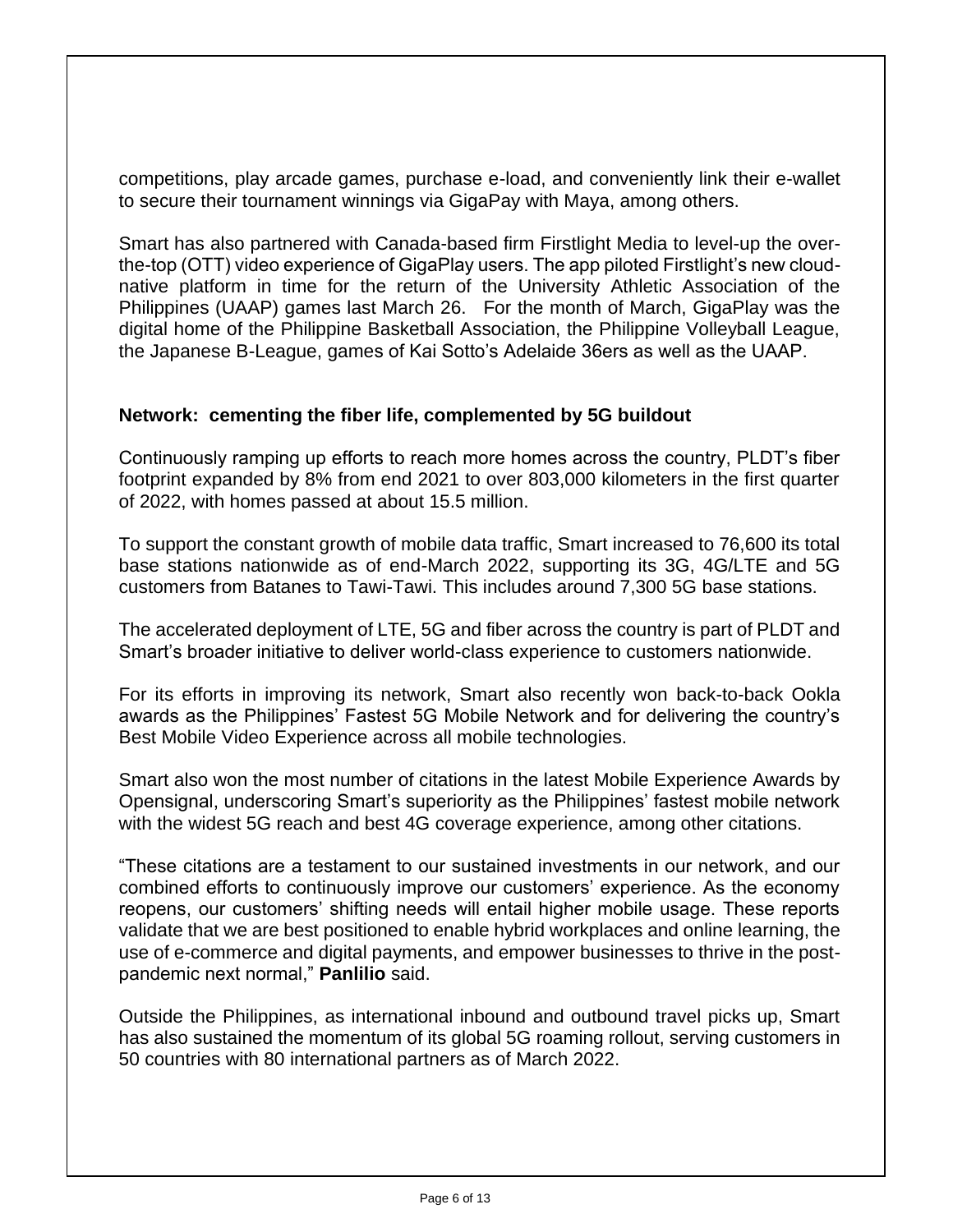competitions, play arcade games, purchase e-load, and conveniently link their e-wallet to secure their tournament winnings via GigaPay with Maya, among others.

Smart has also partnered with Canada-based firm Firstlight Media to level-up the over-the-top (OTT) video experience of GigaPlay users. The app piloted Firstlight's new cloud-native platform in time for the return of the University Athletic Association of the Philippines (UAAP) games last March 26. For the month of March, GigaPlay was the digital home of the Philippine Basketball Association, the Philippine Volleyball League, the Japanese B-League, games of Kai Sotto's Adelaide 36ers as well as the UAAP.

**Network: cementing the fiber life, complemented by 5G buildout**

Continuously ramping up efforts to reach more homes across the country, PLDT's fiber footprint expanded by 8% from end 2021 to over 803,000 kilometers in the first quarter of 2022, with homes passed at about 15.5 million.

To support the constant growth of mobile data traffic, Smart increased to 76,600 its total base stations nationwide as of end-March 2022, supporting its 3G, 4G/LTE and 5G customers from Batanes to Tawi-Tawi. This includes around 7,300 5G base stations.

The accelerated deployment of LTE, 5G and fiber across the country is part of PLDT and Smart's broader initiative to deliver world-class experience to customers nationwide.

For its efforts in improving its network, Smart also recently won back-to-back Ookla awards as the Philippines' Fastest 5G Mobile Network and for delivering the country's Best Mobile Video Experience across all mobile technologies.

Smart also won the most number of citations in the latest Mobile Experience Awards by Opensignal, underscoring Smart's superiority as the Philippines' fastest mobile network with the widest 5G reach and best 4G coverage experience, among other citations.

"These citations are a testament to our sustained investments in our network, and our combined efforts to continuously improve our customers' experience. As the economy reopens, our customers' shifting needs will entail higher mobile usage. These reports validate that we are best positioned to enable hybrid workplaces and online learning, the use of e-commerce and digital payments, and empower businesses to thrive in the post-pandemic next normal," **Panlilio** said.

Outside the Philippines, as international inbound and outbound travel picks up, Smart has also sustained the momentum of its global 5G roaming rollout, serving customers in 50 countries with 80 international partners as of March 2022.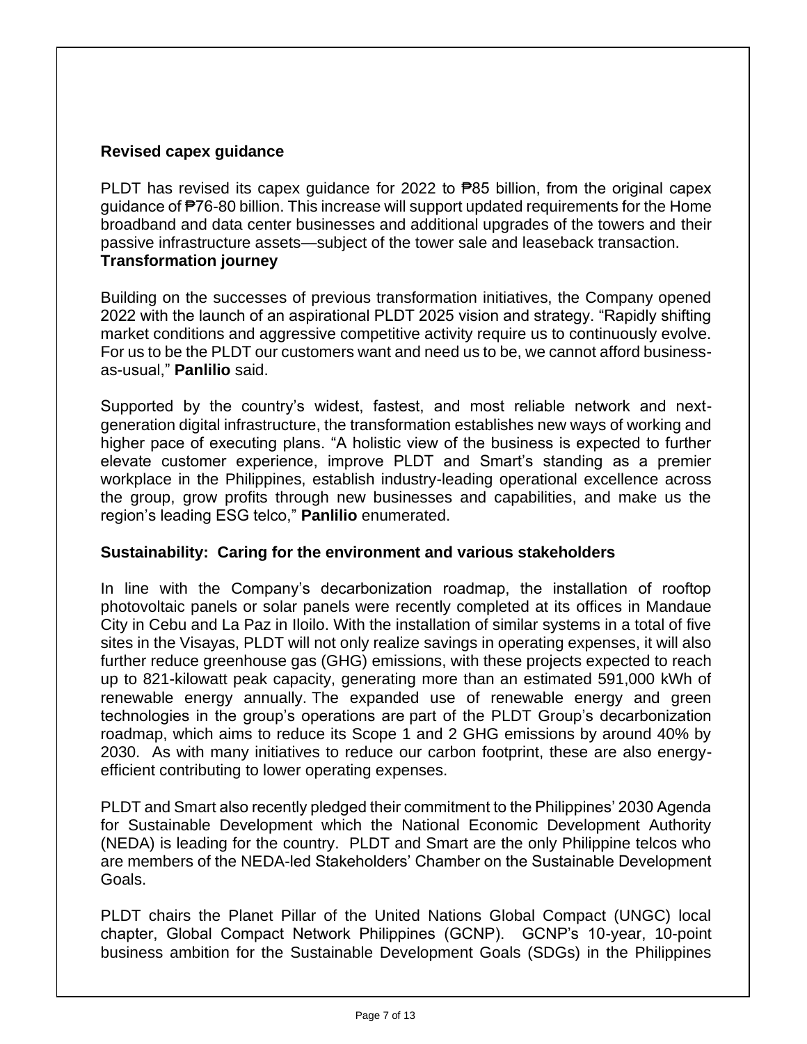**Revised capex guidance**

PLDT has revised its capex guidance for 2022 to ₱85 billion, from the original capex guidance of ₱76-80 billion. This increase will support updated requirements for the Home broadband and data center businesses and additional upgrades of the towers and their passive infrastructure assets—subject of the tower sale and leaseback transaction.

**Transformation journey**

Building on the successes of previous transformation initiatives, the Company opened 2022 with the launch of an aspirational PLDT 2025 vision and strategy. "Rapidly shifting market conditions and aggressive competitive activity require us to continuously evolve. For us to be the PLDT our customers want and need us to be, we cannot afford business-as-usual," **Panlilio** said.

Supported by the country's widest, fastest, and most reliable network and next-generation digital infrastructure, the transformation establishes new ways of working and higher pace of executing plans. "A holistic view of the business is expected to further elevate customer experience, improve PLDT and Smart's standing as a premier workplace in the Philippines, establish industry-leading operational excellence across the group, grow profits through new businesses and capabilities, and make us the region's leading ESG telco," **Panlilio** enumerated.

**Sustainability: Caring for the environment and various stakeholders**

In line with the Company's decarbonization roadmap, the installation of rooftop photovoltaic panels or solar panels were recently completed at its offices in Mandaue City in Cebu and La Paz in Iloilo. With the installation of similar systems in a total of five sites in the Visayas, PLDT will not only realize savings in operating expenses, it will also further reduce greenhouse gas (GHG) emissions, with these projects expected to reach up to 821-kilowatt peak capacity, generating more than an estimated 591,000 kWh of renewable energy annually. The expanded use of renewable energy and green technologies in the group's operations are part of the PLDT Group's decarbonization roadmap, which aims to reduce its Scope 1 and 2 GHG emissions by around 40% by 2030. As with many initiatives to reduce our carbon footprint, these are also energy-efficient contributing to lower operating expenses.

PLDT and Smart also recently pledged their commitment to the Philippines' 2030 Agenda for Sustainable Development which the National Economic Development Authority (NEDA) is leading for the country. PLDT and Smart are the only Philippine telcos who are members of the NEDA-led Stakeholders' Chamber on the Sustainable Development Goals.

PLDT chairs the Planet Pillar of the United Nations Global Compact (UNGC) local chapter, Global Compact Network Philippines (GCNP). GCNP's 10-year, 10-point business ambition for the Sustainable Development Goals (SDGs) in the Philippines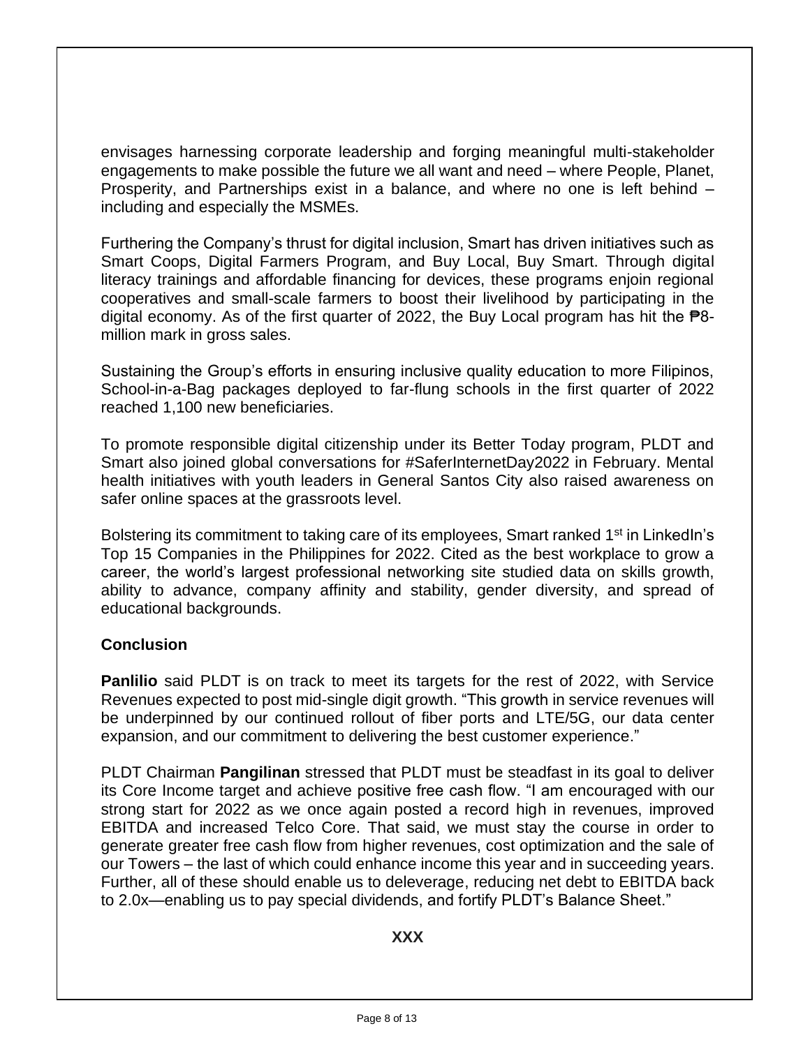envisages harnessing corporate leadership and forging meaningful multi-stakeholder engagements to make possible the future we all want and need – where People, Planet, Prosperity, and Partnerships exist in a balance, and where no one is left behind – including and especially the MSMEs.

Furthering the Company's thrust for digital inclusion, Smart has driven initiatives such as Smart Coops, Digital Farmers Program, and Buy Local, Buy Smart. Through digital literacy trainings and affordable financing for devices, these programs enjoin regional cooperatives and small-scale farmers to boost their livelihood by participating in the digital economy. As of the first quarter of 2022, the Buy Local program has hit the ₱8-million mark in gross sales.

Sustaining the Group's efforts in ensuring inclusive quality education to more Filipinos, School-in-a-Bag packages deployed to far-flung schools in the first quarter of 2022 reached 1,100 new beneficiaries.

To promote responsible digital citizenship under its Better Today program, PLDT and Smart also joined global conversations for #SaferInternetDay2022 in February. Mental health initiatives with youth leaders in General Santos City also raised awareness on safer online spaces at the grassroots level.

Bolstering its commitment to taking care of its employees, Smart ranked 1st in LinkedIn's Top 15 Companies in the Philippines for 2022. Cited as the best workplace to grow a career, the world's largest professional networking site studied data on skills growth, ability to advance, company affinity and stability, gender diversity, and spread of educational backgrounds.

**Conclusion**

**Panlilio** said PLDT is on track to meet its targets for the rest of 2022, with Service Revenues expected to post mid-single digit growth. "This growth in service revenues will be underpinned by our continued rollout of fiber ports and LTE/5G, our data center expansion, and our commitment to delivering the best customer experience."

PLDT Chairman **Pangilinan** stressed that PLDT must be steadfast in its goal to deliver its Core Income target and achieve positive free cash flow. "I am encouraged with our strong start for 2022 as we once again posted a record high in revenues, improved EBITDA and increased Telco Core. That said, we must stay the course in order to generate greater free cash flow from higher revenues, cost optimization and the sale of our Towers – the last of which could enhance income this year and in succeeding years. Further, all of these should enable us to deleverage, reducing net debt to EBITDA back to 2.0x—enabling us to pay special dividends, and fortify PLDT's Balance Sheet."

**XXX**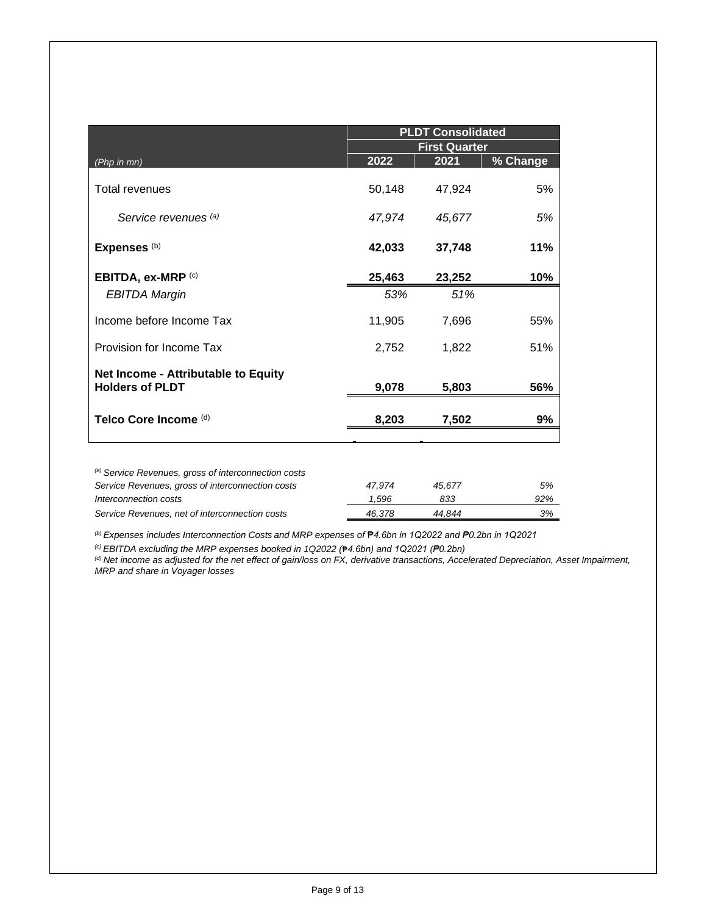| (Php in mn) | PLDT Consolidated | | |
|---|---|---|---|
| | First Quarter | | |
| | 2022 | 2021 | % Change |
| Total revenues | 50,148 | 47,924 | 5% |
| *Service revenues* [(a)] | *47,974* | *45,677* | *5%* |
| **Expenses** [(b)] | **42,033** | **37,748** | **11%** |
| **EBITDA, ex-MRP** [(c)] | **25,463** | **23,252** | **10%** |
| *EBITDA Margin* | *53%* | *51%* | |
| Income before Income Tax | 11,905 | 7,696 | 55% |
| Provision for Income Tax | 2,752 | 1,822 | 51% |
| **Net Income - Attributable to Equity Holders of PLDT** | **9,078** | **5,803** | **56%** |
| **Telco Core Income** [(d)] | **8,203** | **7,502** | **9%** |

*[(a)] Service Revenues, gross of interconnection costs*

| | | | |
|---|---|---|---|
| *Service Revenues, gross of interconnection costs* | *47,974* | *45,677* | *5%* |
| *Interconnection costs* | *1,596* | *833* | *92%* |
| *Service Revenues, net of interconnection costs* | *46,378* | *44,844* | *3%* |

*[(b)] Expenses includes Interconnection Costs and MRP expenses of ₱4.6bn in 1Q2022 and ₱0.2bn in 1Q2021*

*[(c)] EBITDA excluding the MRP expenses booked in 1Q2022 (₱4.6bn) and 1Q2021 (₱0.2bn)*

*[(d)] Net income as adjusted for the net effect of gain/loss on FX, derivative transactions, Accelerated Depreciation, Asset Impairment, MRP and share in Voyager losses*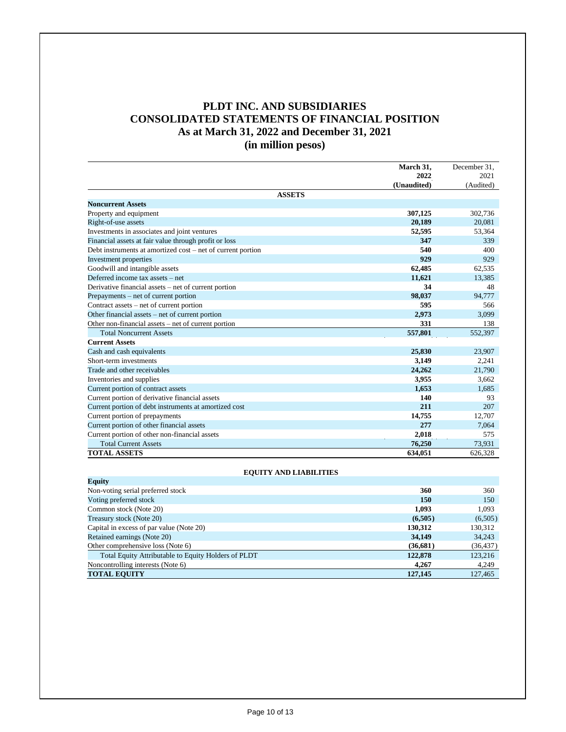# PLDT INC. AND SUBSIDIARIES
# CONSOLIDATED STATEMENTS OF FINANCIAL POSITION
## As at March 31, 2022 and December 31, 2021
## (in million pesos)

| | March 31, 2022 (Unaudited) | December 31, 2021 (Audited) |
|---|---|---|
| **ASSETS** | | |
| **Noncurrent Assets** | | |
| Property and equipment | **307,125** | 302,736 |
| Right-of-use assets | **20,189** | 20,081 |
| Investments in associates and joint ventures | **52,595** | 53,364 |
| Financial assets at fair value through profit or loss | **347** | 339 |
| Debt instruments at amortized cost – net of current portion | **540** | 400 |
| Investment properties | **929** | 929 |
| Goodwill and intangible assets | **62,485** | 62,535 |
| Deferred income tax assets – net | **11,621** | 13,385 |
| Derivative financial assets – net of current portion | **34** | 48 |
| Prepayments – net of current portion | **98,037** | 94,777 |
| Contract assets – net of current portion | **595** | 566 |
| Other financial assets – net of current portion | **2,973** | 3,099 |
| Other non-financial assets – net of current portion | **331** | 138 |
| Total Noncurrent Assets | **557,801** | 552,397 |
| **Current Assets** | | |
| Cash and cash equivalents | **25,830** | 23,907 |
| Short-term investments | **3,149** | 2,241 |
| Trade and other receivables | **24,262** | 21,790 |
| Inventories and supplies | **3,955** | 3,662 |
| Current portion of contract assets | **1,653** | 1,685 |
| Current portion of derivative financial assets | **140** | 93 |
| Current portion of debt instruments at amortized cost | **211** | 207 |
| Current portion of prepayments | **14,755** | 12,707 |
| Current portion of other financial assets | **277** | 7,064 |
| Current portion of other non-financial assets | **2,018** | 575 |
| Total Current Assets | **76,250** | 73,931 |
| **TOTAL ASSETS** | **634,051** | 626,328 |
| **EQUITY AND LIABILITIES** | | |
| **Equity** | | |
| Non-voting serial preferred stock | **360** | 360 |
| Voting preferred stock | **150** | 150 |
| Common stock (Note 20) | **1,093** | 1,093 |
| Treasury stock (Note 20) | **(6,505)** | (6,505) |
| Capital in excess of par value (Note 20) | **130,312** | 130,312 |
| Retained earnings (Note 20) | **34,149** | 34,243 |
| Other comprehensive loss (Note 6) | **(36,681)** | (36,437) |
| Total Equity Attributable to Equity Holders of PLDT | **122,878** | 123,216 |
| Noncontrolling interests (Note 6) | **4,267** | 4,249 |
| **TOTAL EQUITY** | **127,145** | 127,465 |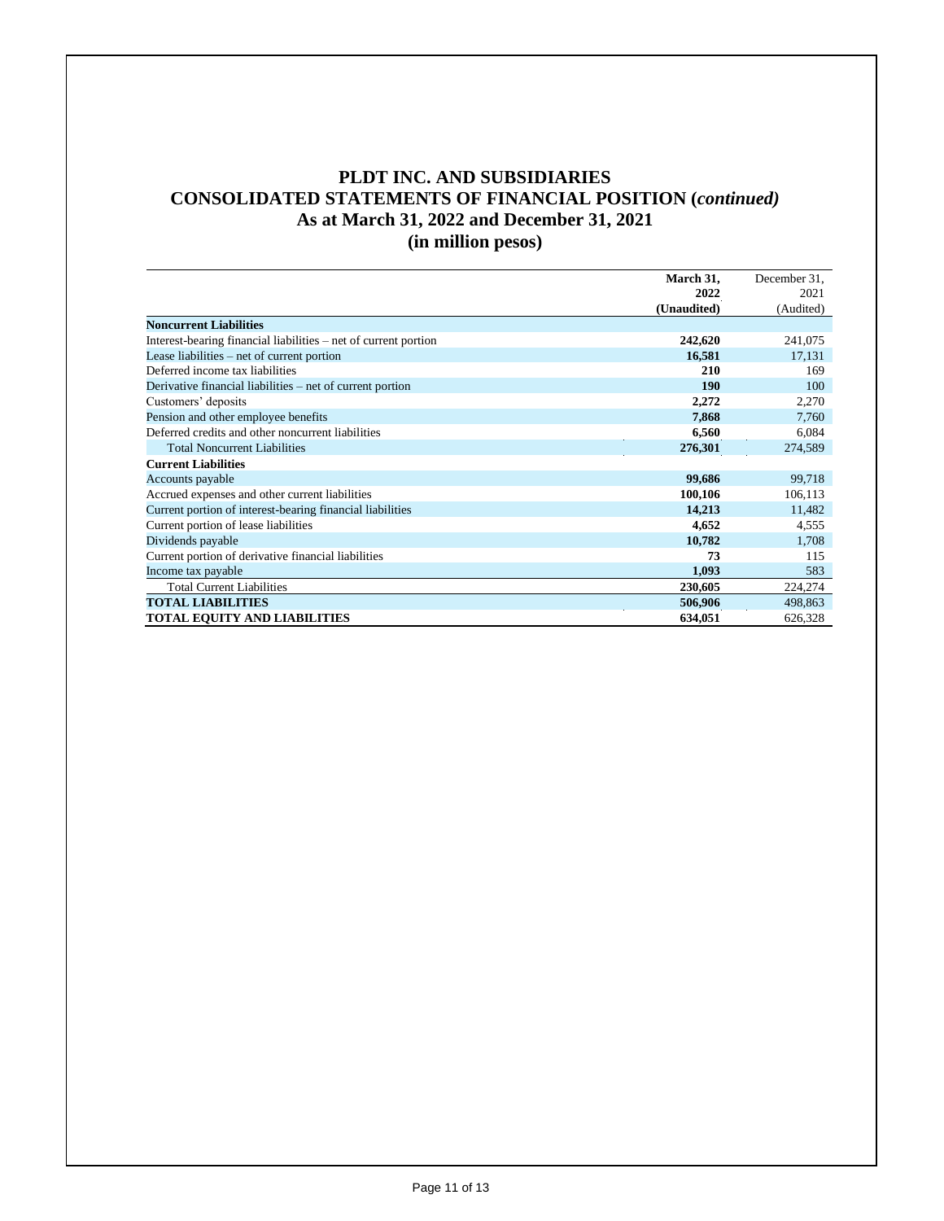# PLDT INC. AND SUBSIDIARIES
## CONSOLIDATED STATEMENTS OF FINANCIAL POSITION (*continued)*
### As at March 31, 2022 and December 31, 2021
### (in million pesos)

| | **March 31, 2022 (Unaudited)** | December 31, 2021 (Audited) |
|---|---|---|
| **Noncurrent Liabilities** | | |
| Interest-bearing financial liabilities – net of current portion | **242,620** | 241,075 |
| Lease liabilities – net of current portion | **16,581** | 17,131 |
| Deferred income tax liabilities | **210** | 169 |
| Derivative financial liabilities – net of current portion | **190** | 100 |
| Customers' deposits | **2,272** | 2,270 |
| Pension and other employee benefits | **7,868** | 7,760 |
| Deferred credits and other noncurrent liabilities | **6,560** | 6,084 |
| Total Noncurrent Liabilities | **276,301** | 274,589 |
| **Current Liabilities** | | |
| Accounts payable | **99,686** | 99,718 |
| Accrued expenses and other current liabilities | **100,106** | 106,113 |
| Current portion of interest-bearing financial liabilities | **14,213** | 11,482 |
| Current portion of lease liabilities | **4,652** | 4,555 |
| Dividends payable | **10,782** | 1,708 |
| Current portion of derivative financial liabilities | **73** | 115 |
| Income tax payable | **1,093** | 583 |
| Total Current Liabilities | **230,605** | 224,274 |
| **TOTAL LIABILITIES** | **506,906** | 498,863 |
| **TOTAL EQUITY AND LIABILITIES** | **634,051** | 626,328 |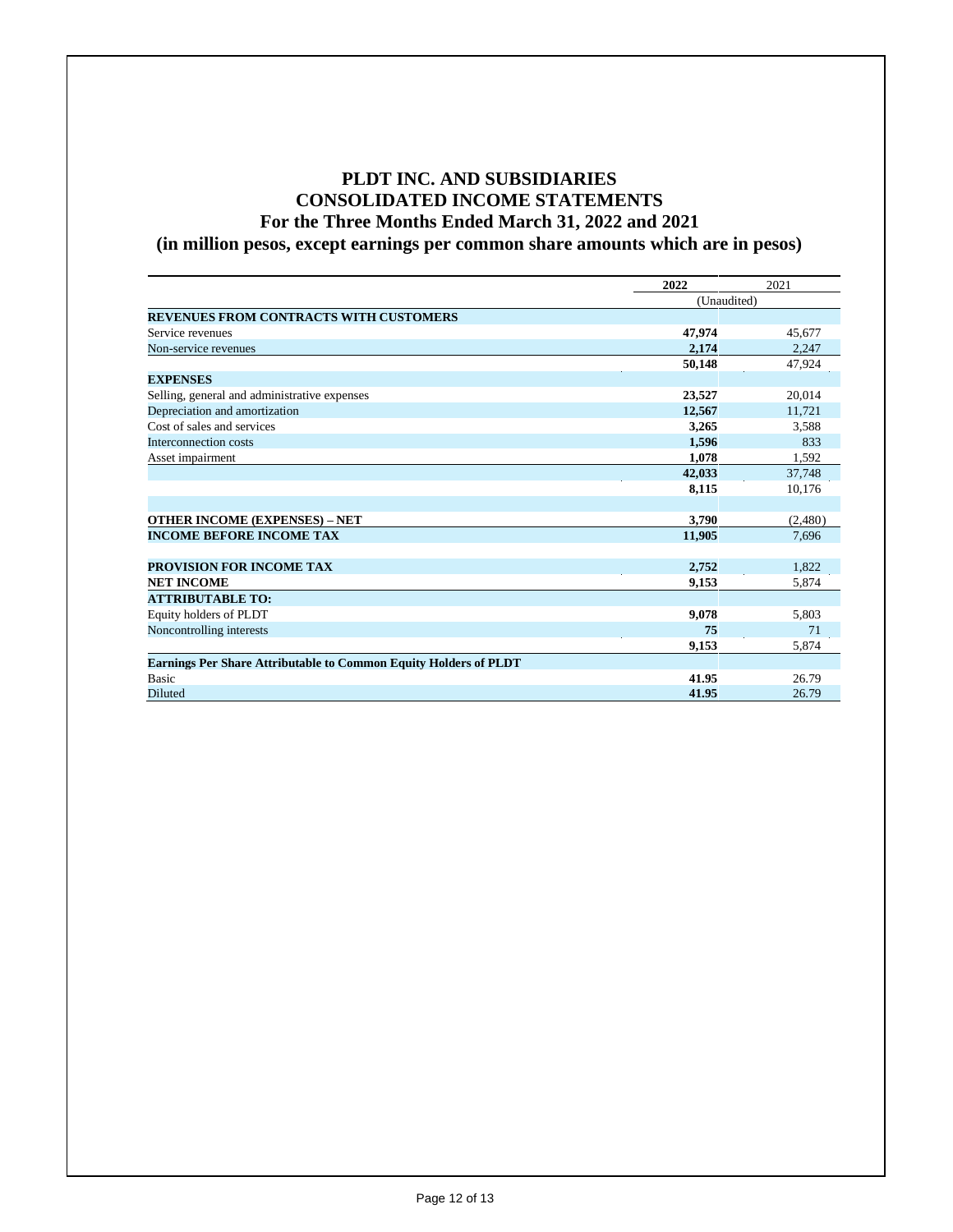# PLDT INC. AND SUBSIDIARIES
## CONSOLIDATED INCOME STATEMENTS
### For the Three Months Ended March 31, 2022 and 2021
### (in million pesos, except earnings per common share amounts which are in pesos)

| | 2022 | 2021 |
|---|---|---|
| | (Unaudited) | |
| **REVENUES FROM CONTRACTS WITH CUSTOMERS** | | |
| Service revenues | **47,974** | 45,677 |
| Non-service revenues | **2,174** | 2,247 |
| | **50,148** | 47,924 |
| **EXPENSES** | | |
| Selling, general and administrative expenses | **23,527** | 20,014 |
| Depreciation and amortization | **12,567** | 11,721 |
| Cost of sales and services | **3,265** | 3,588 |
| Interconnection costs | **1,596** | 833 |
| Asset impairment | **1,078** | 1,592 |
| | **42,033** | 37,748 |
| | **8,115** | 10,176 |
| | | |
| **OTHER INCOME (EXPENSES) – NET** | **3,790** | (2,480) |
| **INCOME BEFORE INCOME TAX** | **11,905** | 7,696 |
| | | |
| **PROVISION FOR INCOME TAX** | **2,752** | 1,822 |
| **NET INCOME** | **9,153** | 5,874 |
| **ATTRIBUTABLE TO:** | | |
| Equity holders of PLDT | **9,078** | 5,803 |
| Noncontrolling interests | **75** | 71 |
| | **9,153** | 5,874 |
| **Earnings Per Share Attributable to Common Equity Holders of PLDT** | | |
| Basic | **41.95** | 26.79 |
| Diluted | **41.95** | 26.79 |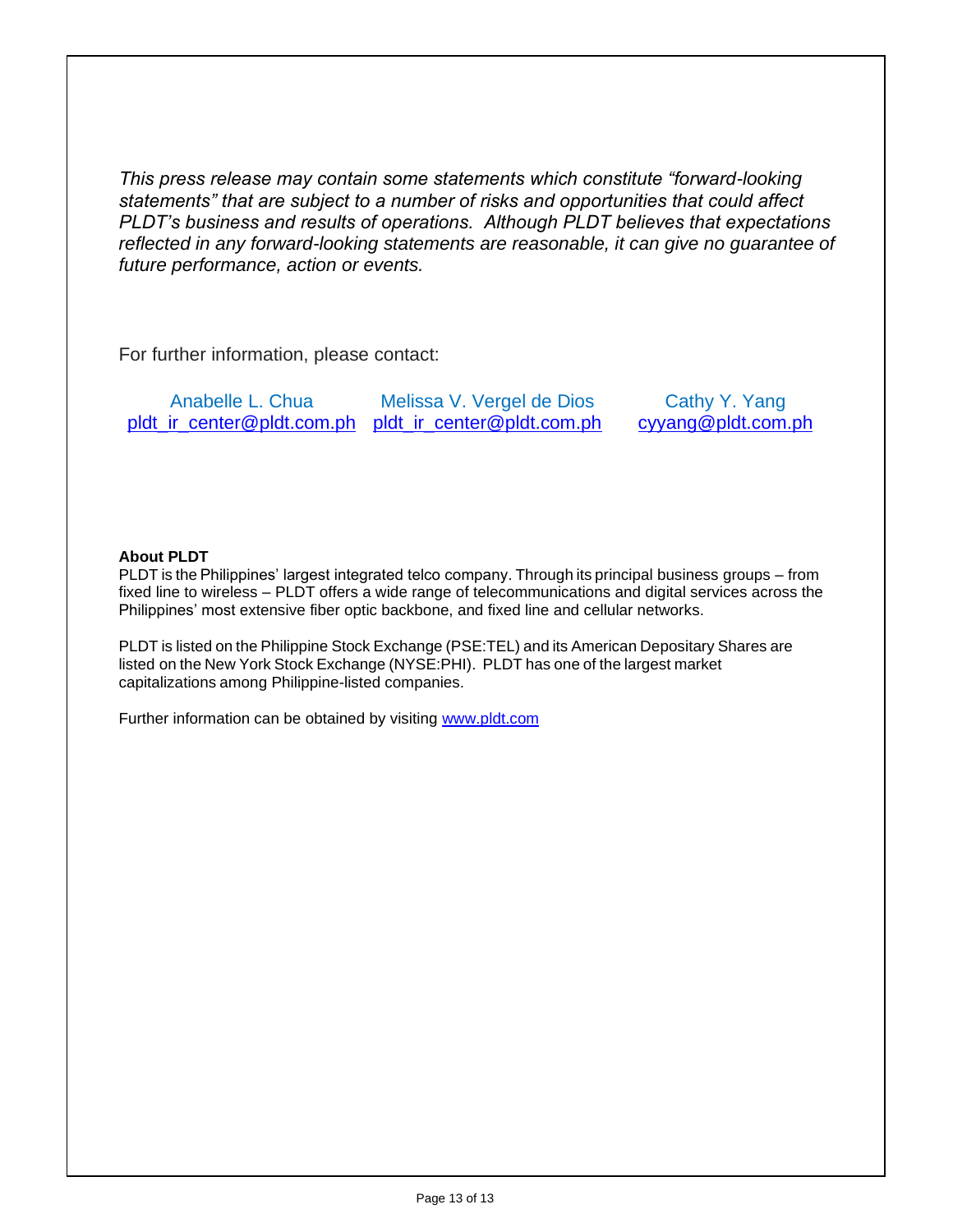*This press release may contain some statements which constitute "forward-looking statements" that are subject to a number of risks and opportunities that could affect PLDT's business and results of operations. Although PLDT believes that expectations reflected in any forward-looking statements are reasonable, it can give no guarantee of future performance, action or events.*

For further information, please contact:

| | | |
|---|---|---|
| Anabelle L. Chua | Melissa V. Vergel de Dios | Cathy Y. Yang |
| pldt_ir_center@pldt.com.ph | pldt_ir_center@pldt.com.ph | cyyang@pldt.com.ph |

**About PLDT**

PLDT is the Philippines' largest integrated telco company. Through its principal business groups – from fixed line to wireless – PLDT offers a wide range of telecommunications and digital services across the Philippines' most extensive fiber optic backbone, and fixed line and cellular networks.

PLDT is listed on the Philippine Stock Exchange (PSE:TEL) and its American Depositary Shares are listed on the New York Stock Exchange (NYSE:PHI). PLDT has one of the largest market capitalizations among Philippine-listed companies.

Further information can be obtained by visiting www.pldt.com